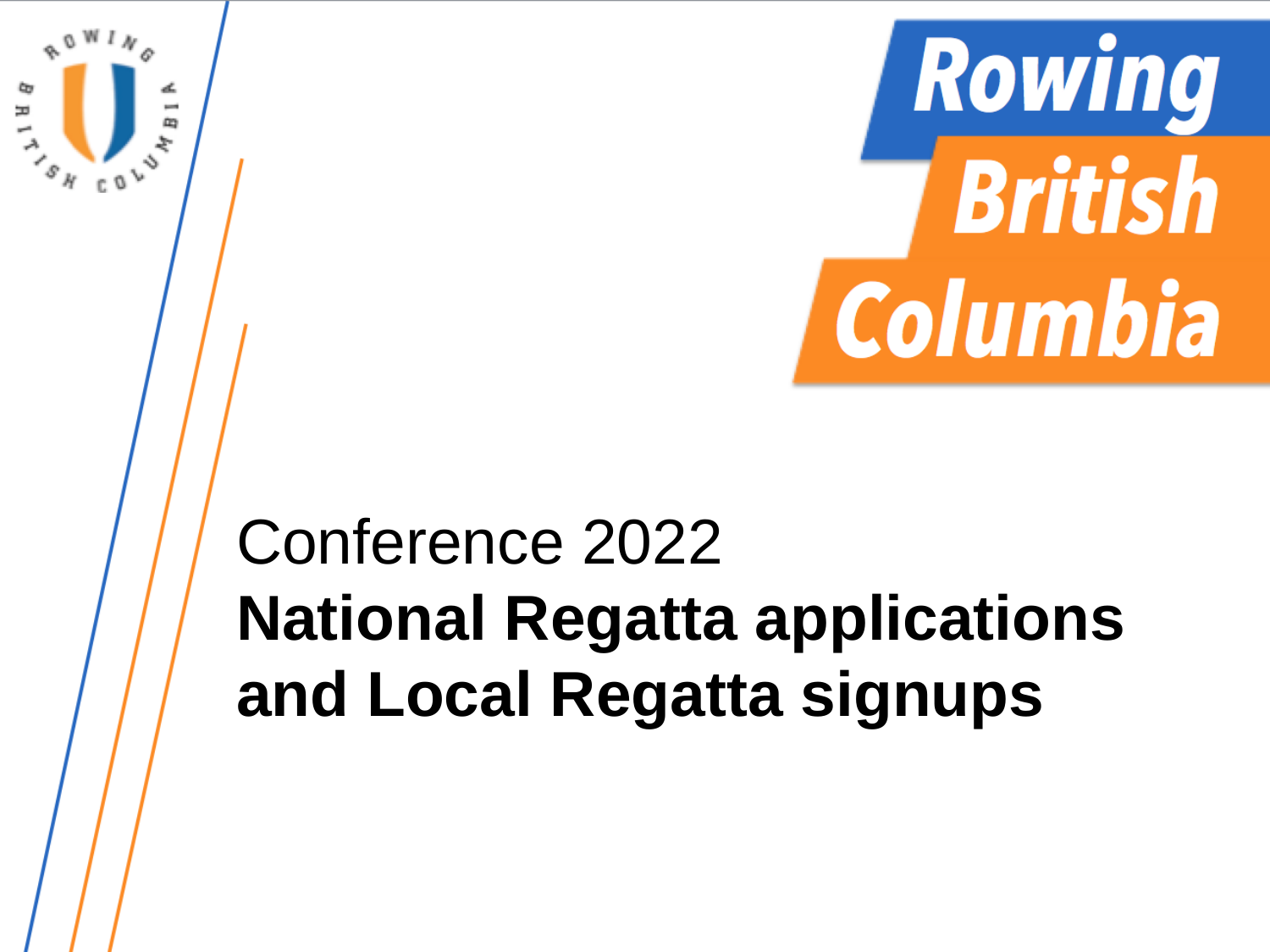Rowing British Columbia

Conference 2022

# National Regatta applications and Local Regatta signups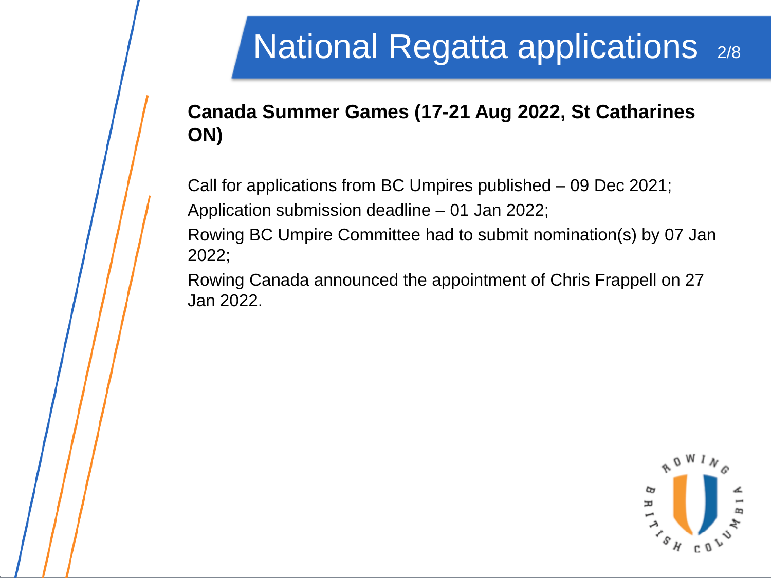# National Regatta applications

**Canada Summer Games (17-21 Aug 2022, St Catharines ON)**

Call for applications from BC Umpires published – 09 Dec 2021;

Application submission deadline – 01 Jan 2022;

Rowing BC Umpire Committee had to submit nomination(s) by 07 Jan 2022;

Rowing Canada announced the appointment of Chris Frappell on 27 Jan 2022.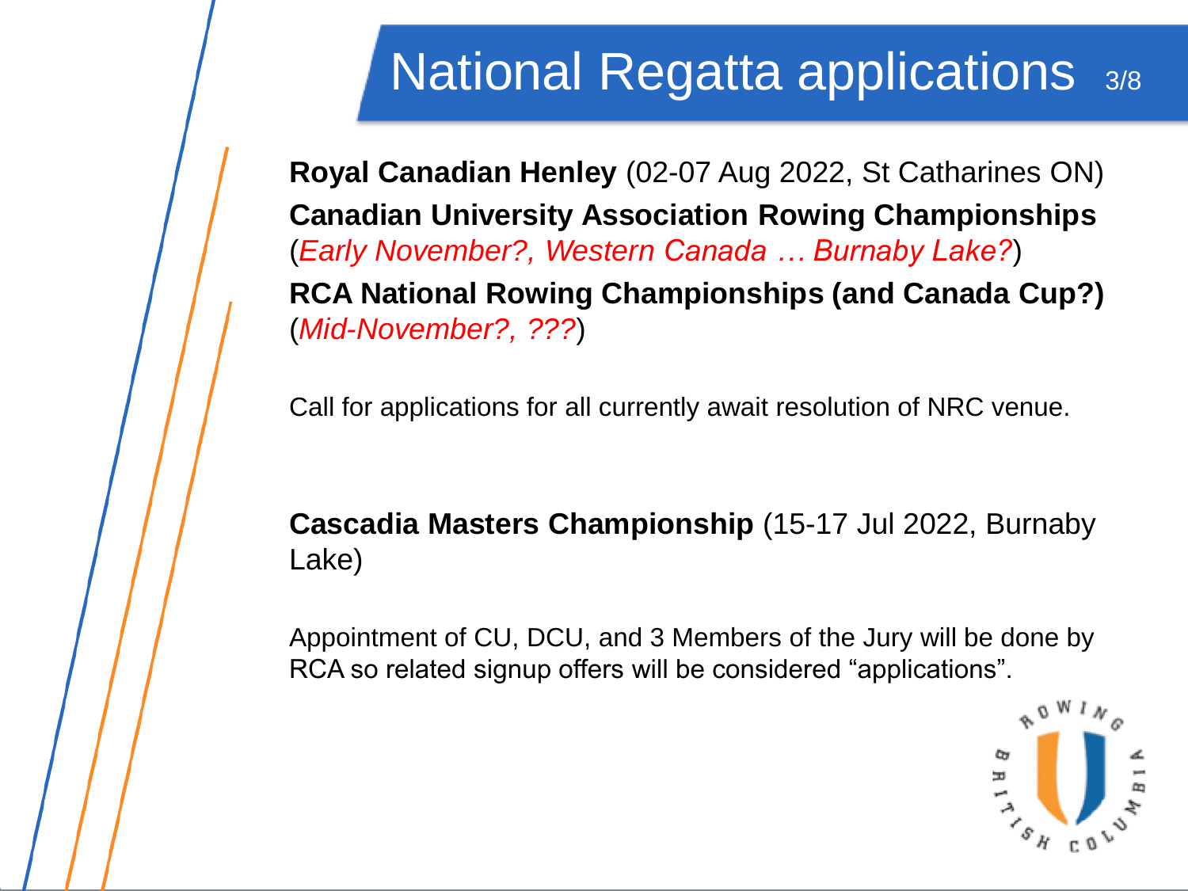# National Regatta applications

**Royal Canadian Henley** (02-07 Aug 2022, St Catharines ON)

**Canadian University Association Rowing Championships** (*Early November?, Western Canada … Burnaby Lake?*)

**RCA National Rowing Championships (and Canada Cup?)** (*Mid-November?, ???*)

Call for applications for all currently await resolution of NRC venue.

**Cascadia Masters Championship** (15-17 Jul 2022, Burnaby Lake)

Appointment of CU, DCU, and 3 Members of the Jury will be done by RCA so related signup offers will be considered "applications".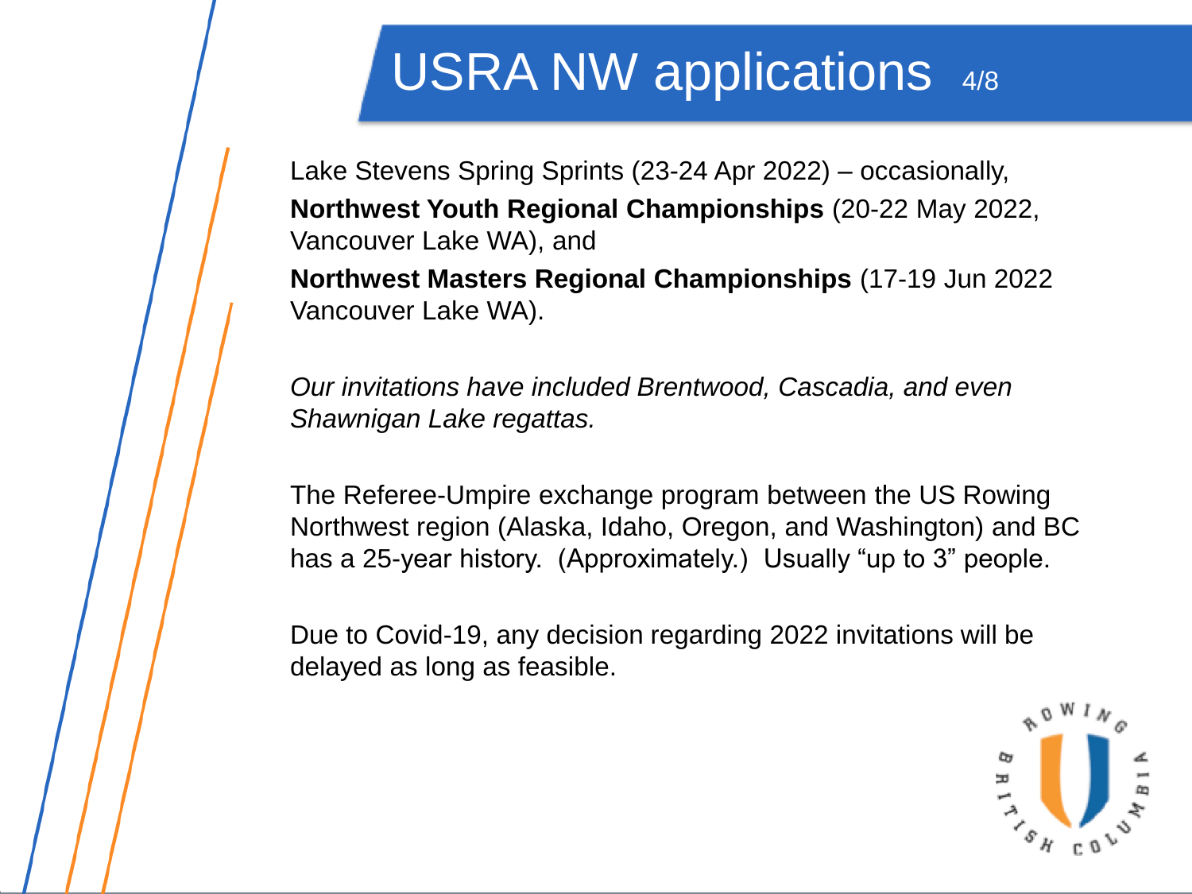# USRA NW applications

Lake Stevens Spring Sprints (23-24 Apr 2022) – occasionally,
**Northwest Youth Regional Championships** (20-22 May 2022, Vancouver Lake WA), and
**Northwest Masters Regional Championships** (17-19 Jun 2022 Vancouver Lake WA).

*Our invitations have included Brentwood, Cascadia, and even Shawnigan Lake regattas.*

The Referee-Umpire exchange program between the US Rowing Northwest region (Alaska, Idaho, Oregon, and Washington) and BC has a 25-year history. (Approximately.) Usually “up to 3” people.

Due to Covid-19, any decision regarding 2022 invitations will be delayed as long as feasible.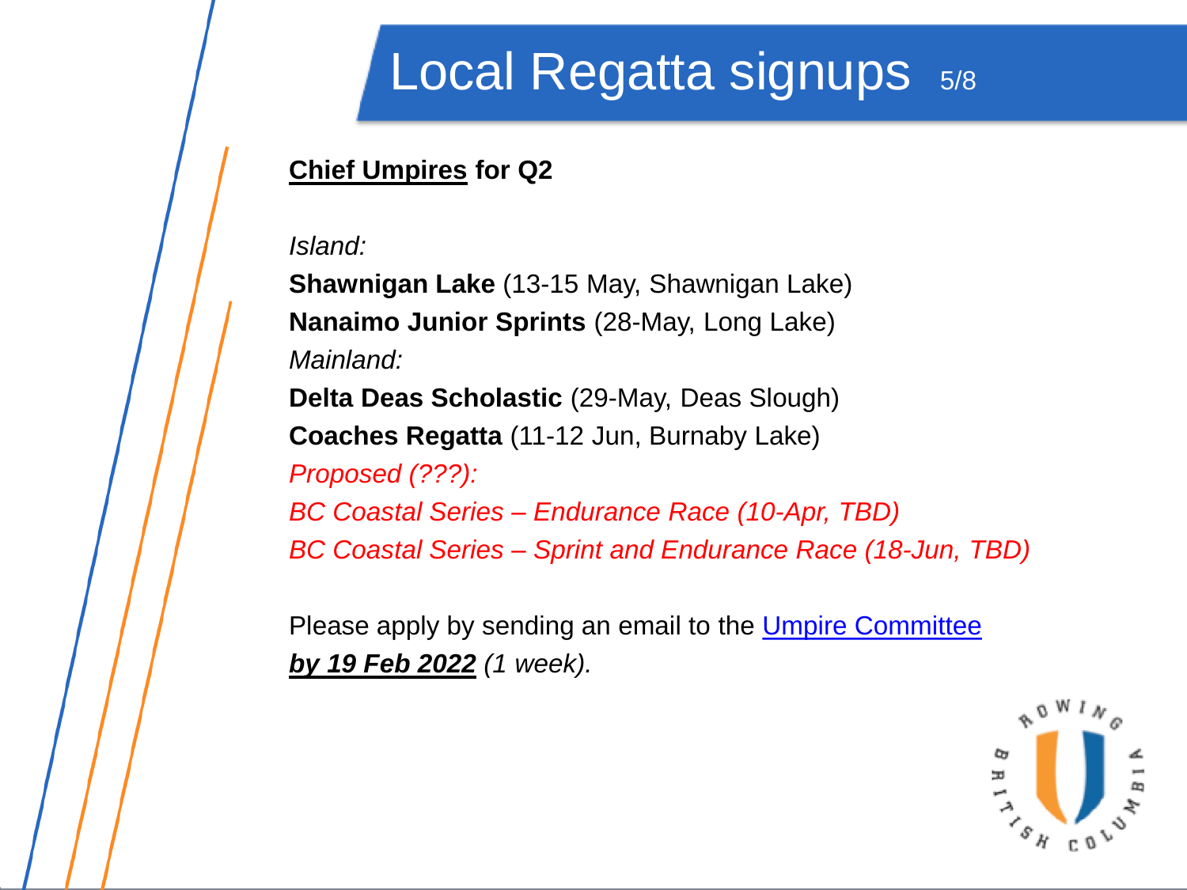# Local Regatta signups

**Chief Umpires for Q2**

*Island:*

**Shawnigan Lake** (13-15 May, Shawnigan Lake)
**Nanaimo Junior Sprints** (28-May, Long Lake)

*Mainland:*

**Delta Deas Scholastic** (29-May, Deas Slough)
**Coaches Regatta** (11-12 Jun, Burnaby Lake)

*Proposed (???):*

*BC Coastal Series – Endurance Race (10-Apr, TBD)*
*BC Coastal Series – Sprint and Endurance Race (18-Jun, TBD)*

Please apply by sending an email to the Umpire Committee
***by 19 Feb 2022*** *(1 week).*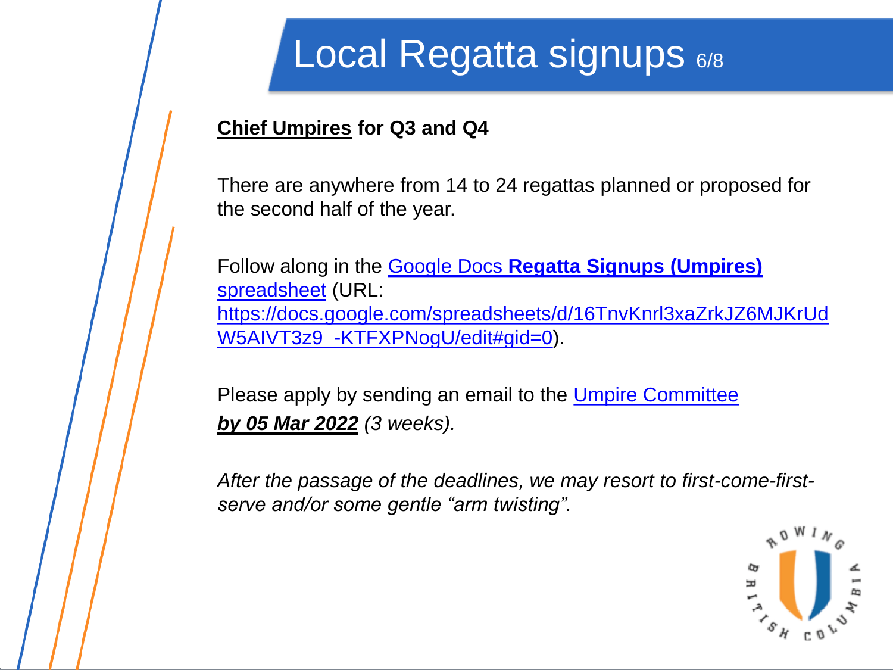# Local Regatta signups

**Chief Umpires for Q3 and Q4**

There are anywhere from 14 to 24 regattas planned or proposed for the second half of the year.

Follow along in the Google Docs **Regatta Signups (Umpires)** spreadsheet (URL: https://docs.google.com/spreadsheets/d/16TnvKnrl3xaZrkJZ6MJKrUdW5AIVT3z9_-KTFXPNogU/edit#gid=0).

Please apply by sending an email to the Umpire Committee ***by 05 Mar 2022*** *(3 weeks).*

*After the passage of the deadlines, we may resort to first-come-first-serve and/or some gentle "arm twisting".*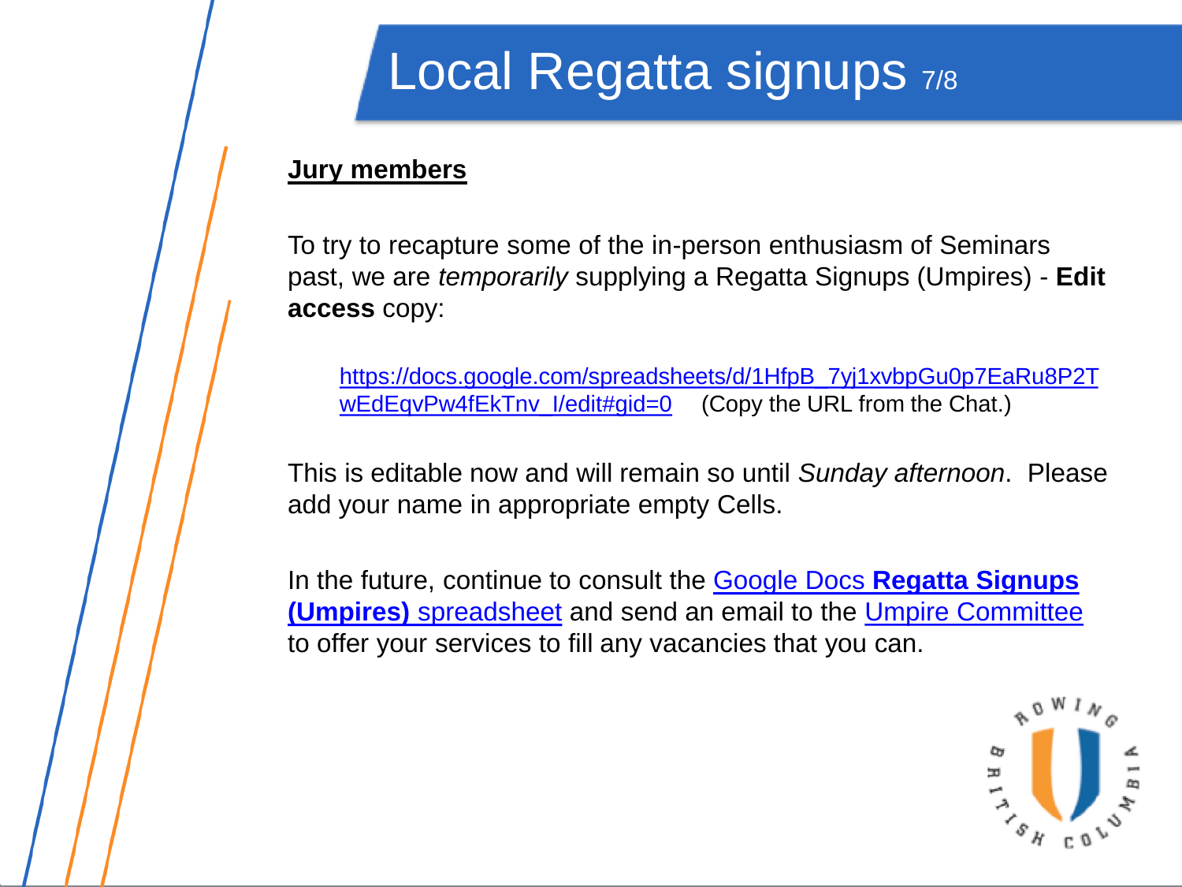# Local Regatta signups

**Jury members**

To try to recapture some of the in-person enthusiasm of Seminars past, we are *temporarily* supplying a Regatta Signups (Umpires) - **Edit access** copy:

> https://docs.google.com/spreadsheets/d/1HfpB_7yj1xvbpGu0p7EaRu8P2TwEdEqvPw4fEkTnv_I/edit#gid=0 (Copy the URL from the Chat.)

This is editable now and will remain so until *Sunday afternoon*. Please add your name in appropriate empty Cells.

In the future, continue to consult the Google Docs **Regatta Signups (Umpires)** spreadsheet and send an email to the Umpire Committee to offer your services to fill any vacancies that you can.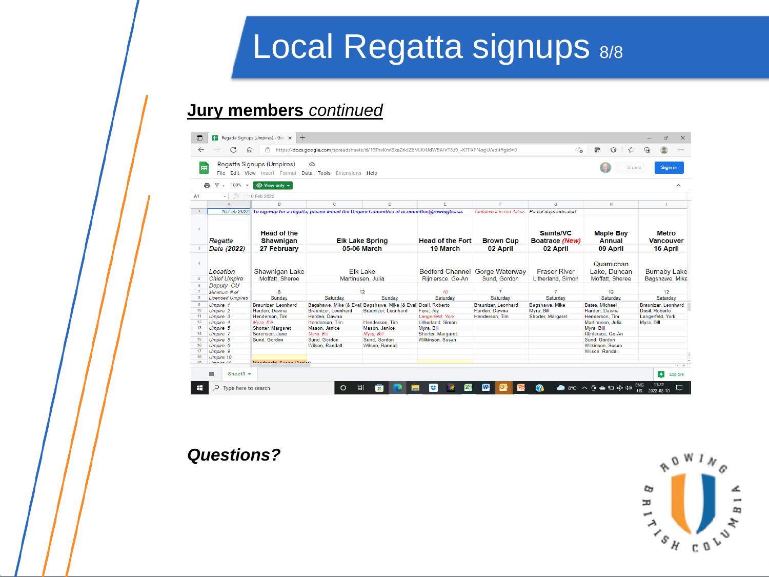# Local Regatta signups 8/8

## Jury members *continued*

| | | | | | | | | |
|---|---|---|---|---|---|---|---|---|
| 10 Feb 2022 | *To sign-up for a regatta, please e-mail the Umpire Committee at ucommittee@rowingbc.ca.* | | | | *Tentative if in red italics.* | *Partial days indicated.* | | |
| *Regatta* *Date (2022)* | **Head of the Shawnigan 27 February** | **Elk Lake Spring 05-06 March** | | **Head of the Fort 19 March** | **Brown Cup 02 April** | **Saints/VC Boatrace *(New)* 02 April** | **Maple Bay Annual 09 April** | **Metro Vancouver 16 April** |
| *Location* | Shawnigan Lake | Elk Lake | | Bedford Channel | Gorge Waterway | Fraser River | Quamichan Lake, Duncan | Burnaby Lake |
| *Chief Umpire* | Moffatt, Sheree | Martinusen, Julia | | Rijniersce, Ge-An | Sund, Gordon | Litherland, Simon | Moffatt, Sheree | Bagshawe, Mike |
| *Deputy CU* | | | | | | | | |
| *Minimum # of Licensed Umpires* | 8 | 12 | | *10* | 7 | *7* | 12 | 12 |
| | Sunday | Saturday | Sunday | Saturday | Saturday | Saturday | Saturday | Saturday |
| *Umpire 1* | Braunizer, Leonhard | Bagshawe, Mike (& Eval) | Bagshawe, Mike (& Eval) | Dosil, Roberto | Braunizer, Leonhard | Bagshawe, Mike | Bates, Michael | Braunizer, Leonhard |
| *Umpire 2* | Harden, Dawna | Braunizer, Leonhard | Braunizer, Leonhard | Fera, Joy | Harden, Dawna | Myra, Bill | Harden, Dawna | Dosil, Roberto |
| *Umpire 3* | Henderson, Tim | Harden, Dawna | | *Langerfeld, York* | Henderson, Tim | Shorter, Margaret | Henderson, Tim | Langerfeld, York |
| *Umpire 4* | *Myra, Bill* | Henderson, Tim | Henderson, Tim | Litherland, Simon | | | Martinusen, Julia | Myra, Bill |
| *Umpire 5* | Shorter, Margaret | Mason, Janice | Mason, Janice | Myra, Bill | | | Myra, Bill | |
| *Umpire 7* | Sorensen, Jane | *Myra, Bill* | *Myra, Bill* | Shorter, Margaret | | | Rijniersce, Ge-An | |
| *Umpire 8* | Sund, Gordon | Sund, Gordon | Sund, Gordon | Wilkinson, Susan | | | Sund, Gordon | |
| *Umpire 6* | | Wilson, Randall | Wilson, Randall | | | | Wilkinson, Susan | |
| *Umpire 9* | | | | | | | Wilson, Randall | |
| *Umpire 10* | | | | | | | | |

***Questions?***